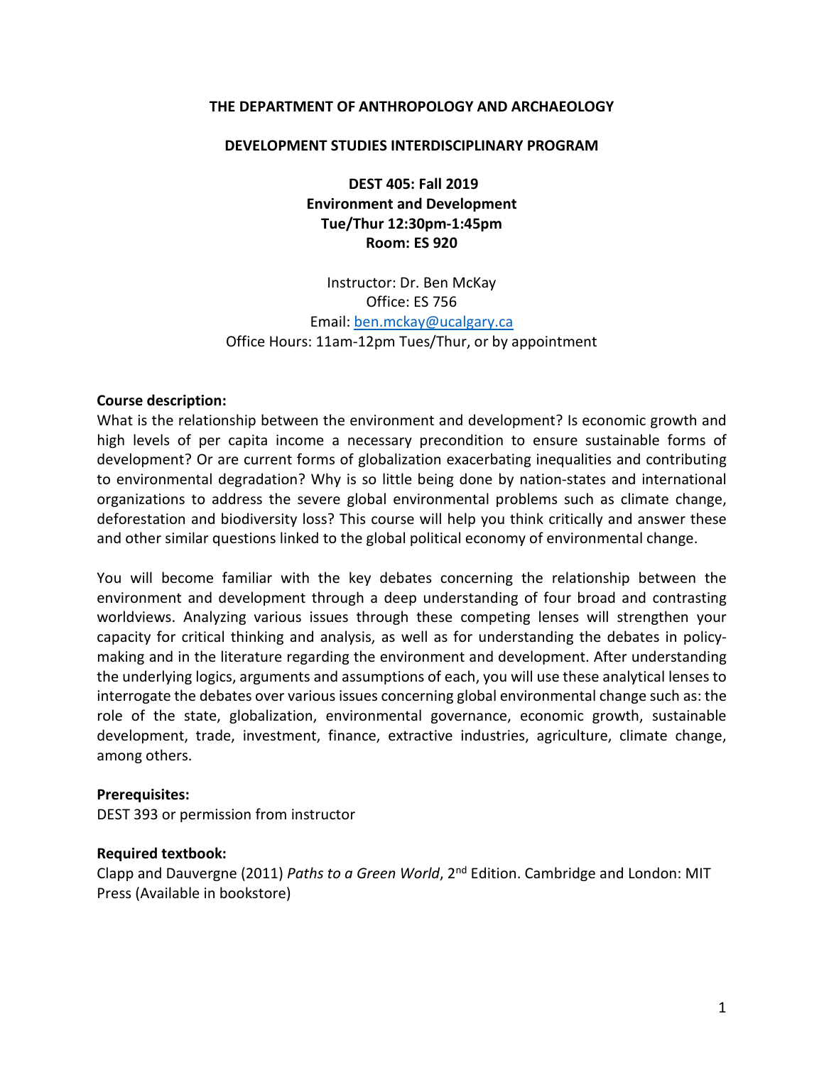**THE DEPARTMENT OF ANTHROPOLOGY AND ARCHAEOLOGY**

**DEVELOPMENT STUDIES INTERDISCIPLINARY PROGRAM**

**DEST 405: Fall 2019**
**Environment and Development**
**Tue/Thur 12:30pm-1:45pm**
**Room: ES 920**

Instructor: Dr. Ben McKay
Office: ES 756
Email: [ben.mckay@ucalgary.ca](mailto:ben.mckay@ucalgary.ca)
Office Hours: 11am-12pm Tues/Thur, or by appointment

**Course description:**

What is the relationship between the environment and development? Is economic growth and high levels of per capita income a necessary precondition to ensure sustainable forms of development? Or are current forms of globalization exacerbating inequalities and contributing to environmental degradation? Why is so little being done by nation-states and international organizations to address the severe global environmental problems such as climate change, deforestation and biodiversity loss? This course will help you think critically and answer these and other similar questions linked to the global political economy of environmental change.

You will become familiar with the key debates concerning the relationship between the environment and development through a deep understanding of four broad and contrasting worldviews. Analyzing various issues through these competing lenses will strengthen your capacity for critical thinking and analysis, as well as for understanding the debates in policy-making and in the literature regarding the environment and development. After understanding the underlying logics, arguments and assumptions of each, you will use these analytical lenses to interrogate the debates over various issues concerning global environmental change such as: the role of the state, globalization, environmental governance, economic growth, sustainable development, trade, investment, finance, extractive industries, agriculture, climate change, among others.

**Prerequisites:**

DEST 393 or permission from instructor

**Required textbook:**

Clapp and Dauvergne (2011) *Paths to a Green World*, 2nd Edition. Cambridge and London: MIT Press (Available in bookstore)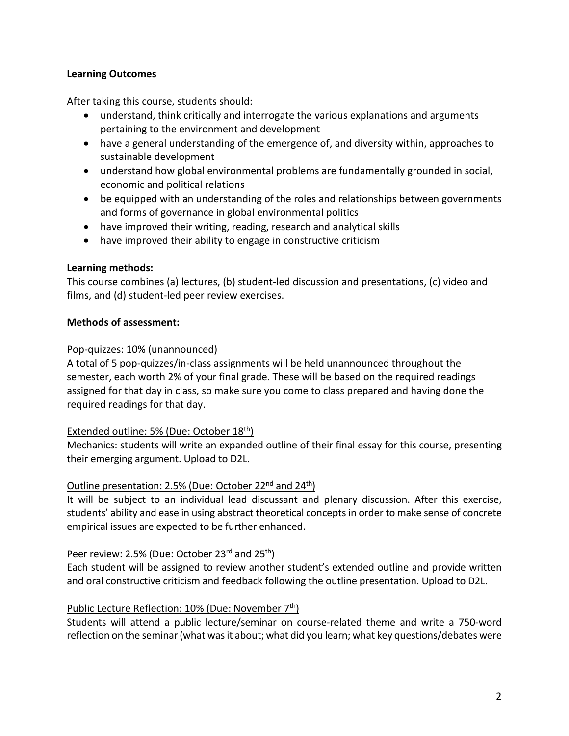**Learning Outcomes**

After taking this course, students should:

- understand, think critically and interrogate the various explanations and arguments pertaining to the environment and development
- have a general understanding of the emergence of, and diversity within, approaches to sustainable development
- understand how global environmental problems are fundamentally grounded in social, economic and political relations
- be equipped with an understanding of the roles and relationships between governments and forms of governance in global environmental politics
- have improved their writing, reading, research and analytical skills
- have improved their ability to engage in constructive criticism

**Learning methods:**
This course combines (a) lectures, (b) student-led discussion and presentations, (c) video and films, and (d) student-led peer review exercises.

**Methods of assessment:**

Pop-quizzes: 10% (unannounced)
A total of 5 pop-quizzes/in-class assignments will be held unannounced throughout the semester, each worth 2% of your final grade. These will be based on the required readings assigned for that day in class, so make sure you come to class prepared and having done the required readings for that day.

Extended outline: 5% (Due: October 18th)
Mechanics: students will write an expanded outline of their final essay for this course, presenting their emerging argument. Upload to D2L.

Outline presentation: 2.5% (Due: October 22nd and 24th)
It will be subject to an individual lead discussant and plenary discussion. After this exercise, students' ability and ease in using abstract theoretical concepts in order to make sense of concrete empirical issues are expected to be further enhanced.

Peer review: 2.5% (Due: October 23rd and 25th)
Each student will be assigned to review another student's extended outline and provide written and oral constructive criticism and feedback following the outline presentation. Upload to D2L.

Public Lecture Reflection: 10% (Due: November 7th)
Students will attend a public lecture/seminar on course-related theme and write a 750-word reflection on the seminar (what was it about; what did you learn; what key questions/debates were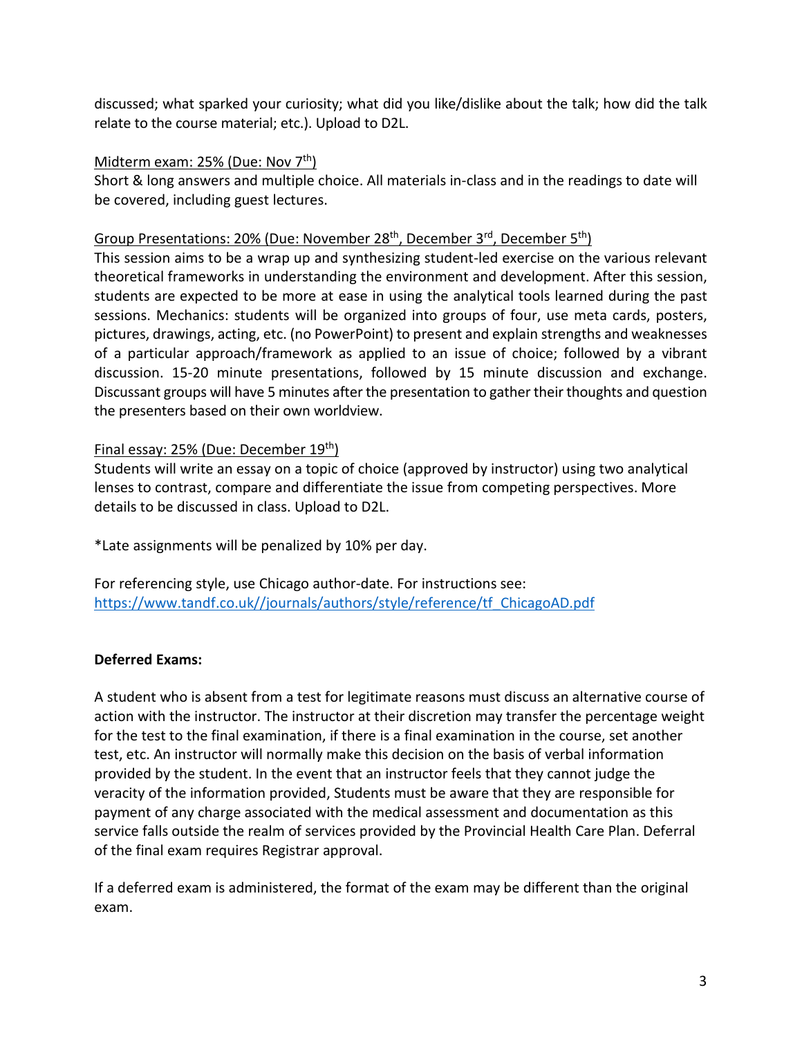discussed; what sparked your curiosity; what did you like/dislike about the talk; how did the talk relate to the course material; etc.). Upload to D2L.

Midterm exam: 25% (Due: Nov 7th)
Short & long answers and multiple choice. All materials in-class and in the readings to date will be covered, including guest lectures.

Group Presentations: 20% (Due: November 28th, December 3rd, December 5th)
This session aims to be a wrap up and synthesizing student-led exercise on the various relevant theoretical frameworks in understanding the environment and development. After this session, students are expected to be more at ease in using the analytical tools learned during the past sessions. Mechanics: students will be organized into groups of four, use meta cards, posters, pictures, drawings, acting, etc. (no PowerPoint) to present and explain strengths and weaknesses of a particular approach/framework as applied to an issue of choice; followed by a vibrant discussion. 15-20 minute presentations, followed by 15 minute discussion and exchange. Discussant groups will have 5 minutes after the presentation to gather their thoughts and question the presenters based on their own worldview.

Final essay: 25% (Due: December 19th)
Students will write an essay on a topic of choice (approved by instructor) using two analytical lenses to contrast, compare and differentiate the issue from competing perspectives. More details to be discussed in class. Upload to D2L.

*Late assignments will be penalized by 10% per day.

For referencing style, use Chicago author-date. For instructions see: https://www.tandf.co.uk//journals/authors/style/reference/tf_ChicagoAD.pdf

**Deferred Exams:**

A student who is absent from a test for legitimate reasons must discuss an alternative course of action with the instructor. The instructor at their discretion may transfer the percentage weight for the test to the final examination, if there is a final examination in the course, set another test, etc. An instructor will normally make this decision on the basis of verbal information provided by the student. In the event that an instructor feels that they cannot judge the veracity of the information provided, Students must be aware that they are responsible for payment of any charge associated with the medical assessment and documentation as this service falls outside the realm of services provided by the Provincial Health Care Plan. Deferral of the final exam requires Registrar approval.

If a deferred exam is administered, the format of the exam may be different than the original exam.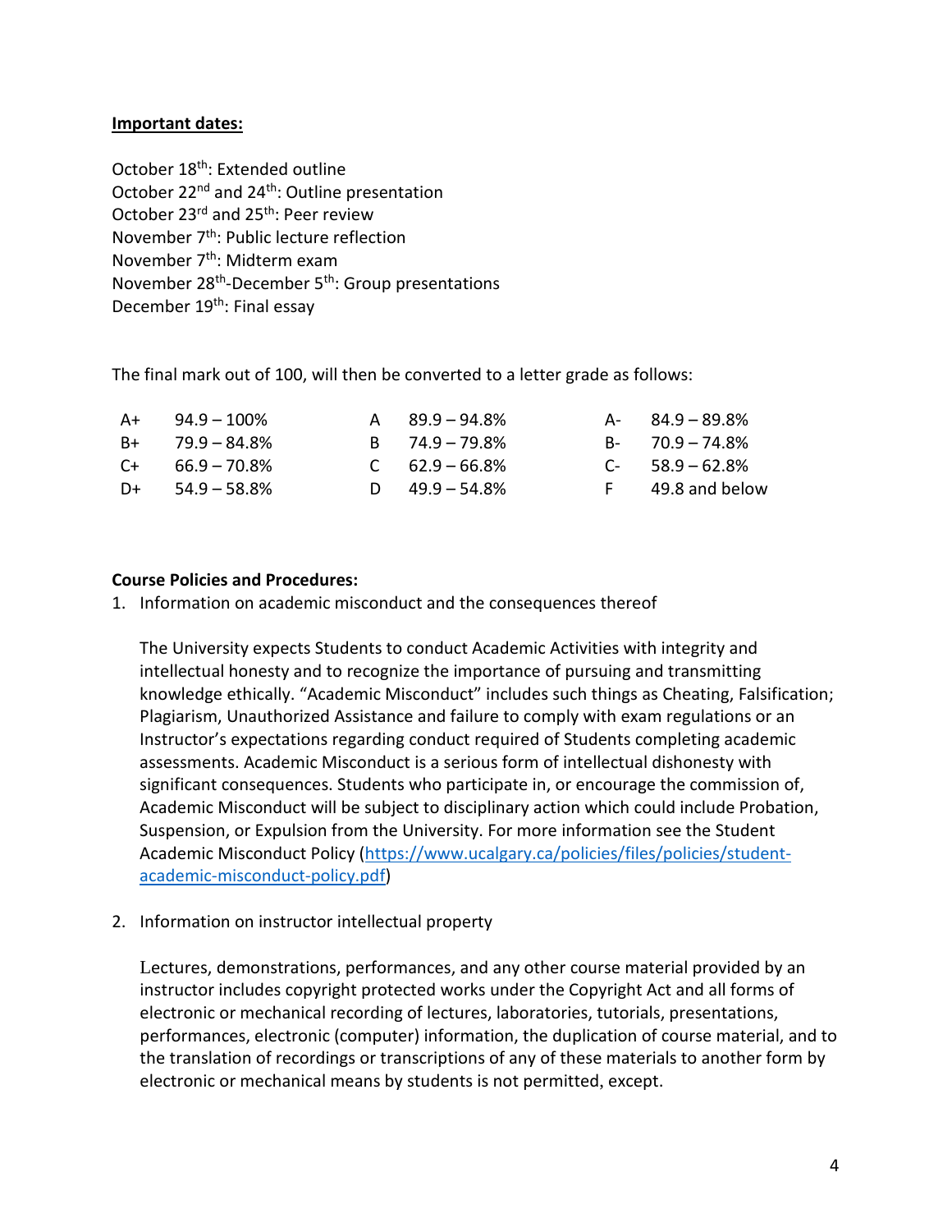**Important dates:**

October 18th: Extended outline
October 22nd and 24th: Outline presentation
October 23rd and 25th: Peer review
November 7th: Public lecture reflection
November 7th: Midterm exam
November 28th-December 5th: Group presentations
December 19th: Final essay

The final mark out of 100, will then be converted to a letter grade as follows:

| | | | | | |
|---|---|---|---|---|---|
| A+ | 94.9 – 100% | A | 89.9 – 94.8% | A- | 84.9 – 89.8% |
| B+ | 79.9 – 84.8% | B | 74.9 – 79.8% | B- | 70.9 – 74.8% |
| C+ | 66.9 – 70.8% | C | 62.9 – 66.8% | C- | 58.9 – 62.8% |
| D+ | 54.9 – 58.8% | D | 49.9 – 54.8% | F | 49.8 and below |

**Course Policies and Procedures:**

1. Information on academic misconduct and the consequences thereof

   The University expects Students to conduct Academic Activities with integrity and intellectual honesty and to recognize the importance of pursuing and transmitting knowledge ethically. "Academic Misconduct" includes such things as Cheating, Falsification; Plagiarism, Unauthorized Assistance and failure to comply with exam regulations or an Instructor's expectations regarding conduct required of Students completing academic assessments. Academic Misconduct is a serious form of intellectual dishonesty with significant consequences. Students who participate in, or encourage the commission of, Academic Misconduct will be subject to disciplinary action which could include Probation, Suspension, or Expulsion from the University. For more information see the Student Academic Misconduct Policy (https://www.ucalgary.ca/policies/files/policies/student-academic-misconduct-policy.pdf)

2. Information on instructor intellectual property

   Lectures, demonstrations, performances, and any other course material provided by an instructor includes copyright protected works under the Copyright Act and all forms of electronic or mechanical recording of lectures, laboratories, tutorials, presentations, performances, electronic (computer) information, the duplication of course material, and to the translation of recordings or transcriptions of any of these materials to another form by electronic or mechanical means by students is not permitted, except.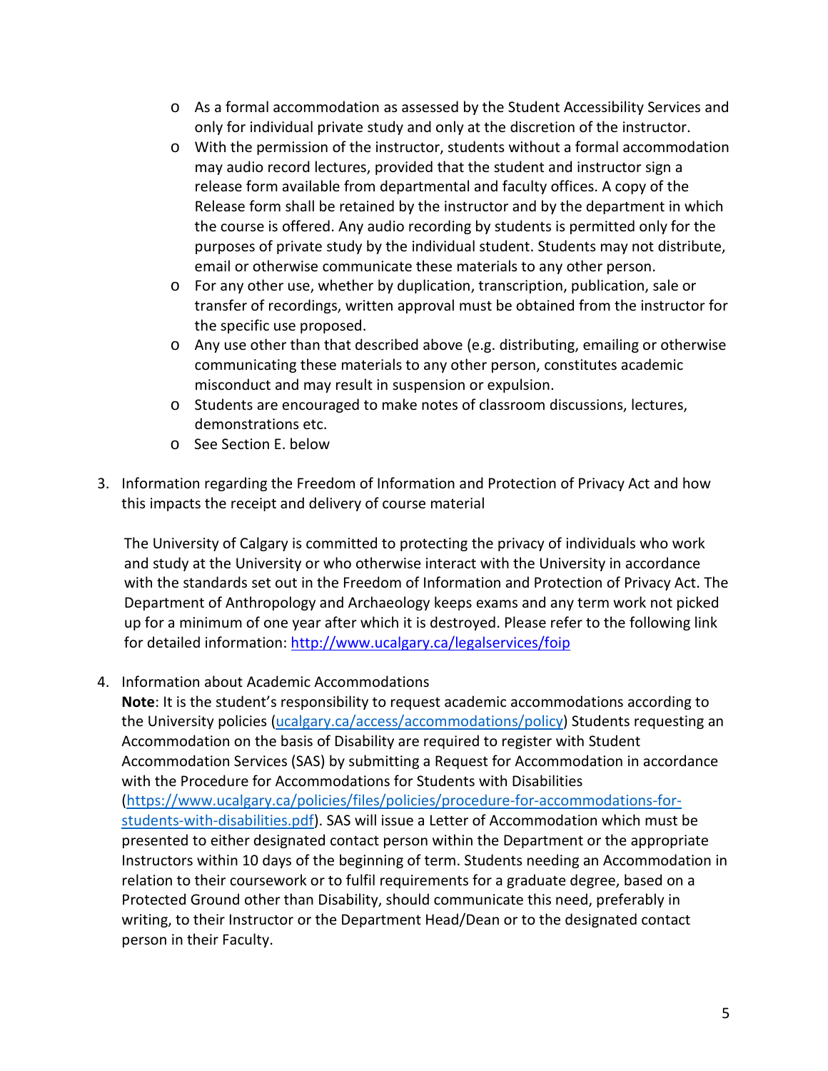- As a formal accommodation as assessed by the Student Accessibility Services and only for individual private study and only at the discretion of the instructor.
- With the permission of the instructor, students without a formal accommodation may audio record lectures, provided that the student and instructor sign a release form available from departmental and faculty offices. A copy of the Release form shall be retained by the instructor and by the department in which the course is offered. Any audio recording by students is permitted only for the purposes of private study by the individual student. Students may not distribute, email or otherwise communicate these materials to any other person.
- For any other use, whether by duplication, transcription, publication, sale or transfer of recordings, written approval must be obtained from the instructor for the specific use proposed.
- Any use other than that described above (e.g. distributing, emailing or otherwise communicating these materials to any other person, constitutes academic misconduct and may result in suspension or expulsion.
- Students are encouraged to make notes of classroom discussions, lectures, demonstrations etc.
- See Section E. below

3. Information regarding the Freedom of Information and Protection of Privacy Act and how this impacts the receipt and delivery of course material

   The University of Calgary is committed to protecting the privacy of individuals who work and study at the University or who otherwise interact with the University in accordance with the standards set out in the Freedom of Information and Protection of Privacy Act. The Department of Anthropology and Archaeology keeps exams and any term work not picked up for a minimum of one year after which it is destroyed. Please refer to the following link for detailed information: http://www.ucalgary.ca/legalservices/foip

4. Information about Academic Accommodations
   **Note**: It is the student's responsibility to request academic accommodations according to the University policies (ucalgary.ca/access/accommodations/policy) Students requesting an Accommodation on the basis of Disability are required to register with Student Accommodation Services (SAS) by submitting a Request for Accommodation in accordance with the Procedure for Accommodations for Students with Disabilities (https://www.ucalgary.ca/policies/files/policies/procedure-for-accommodations-for-students-with-disabilities.pdf). SAS will issue a Letter of Accommodation which must be presented to either designated contact person within the Department or the appropriate Instructors within 10 days of the beginning of term. Students needing an Accommodation in relation to their coursework or to fulfil requirements for a graduate degree, based on a Protected Ground other than Disability, should communicate this need, preferably in writing, to their Instructor or the Department Head/Dean or to the designated contact person in their Faculty.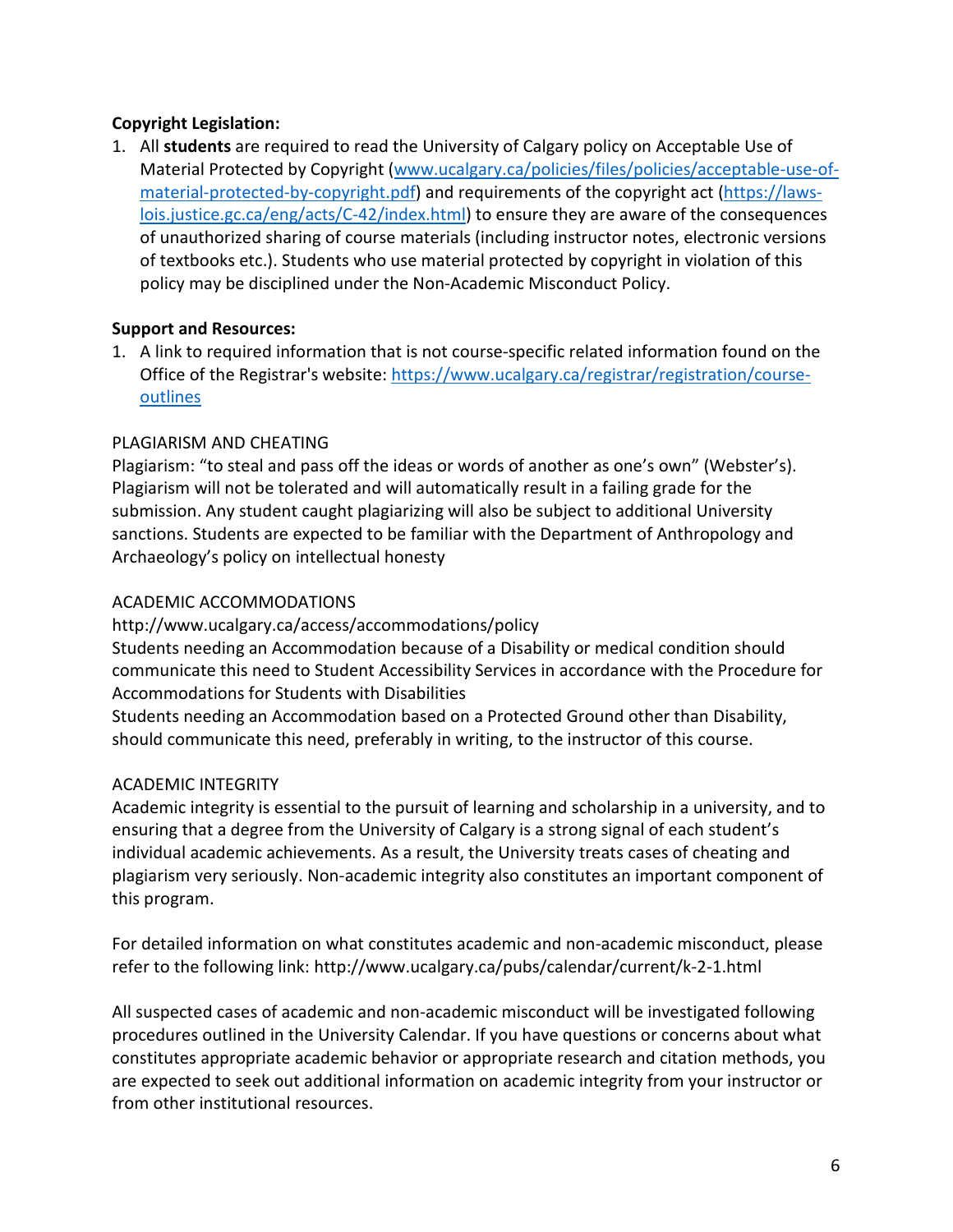**Copyright Legislation:**

1. All **students** are required to read the University of Calgary policy on Acceptable Use of Material Protected by Copyright ([www.ucalgary.ca/policies/files/policies/acceptable-use-of-material-protected-by-copyright.pdf](www.ucalgary.ca/policies/files/policies/acceptable-use-of-material-protected-by-copyright.pdf)) and requirements of the copyright act ([https://laws-lois.justice.gc.ca/eng/acts/C-42/index.html](https://laws-lois.justice.gc.ca/eng/acts/C-42/index.html)) to ensure they are aware of the consequences of unauthorized sharing of course materials (including instructor notes, electronic versions of textbooks etc.). Students who use material protected by copyright in violation of this policy may be disciplined under the Non-Academic Misconduct Policy.

**Support and Resources:**

1. A link to required information that is not course-specific related information found on the Office of the Registrar's website: [https://www.ucalgary.ca/registrar/registration/course-outlines](https://www.ucalgary.ca/registrar/registration/course-outlines)

PLAGIARISM AND CHEATING

Plagiarism: "to steal and pass off the ideas or words of another as one's own" (Webster's). Plagiarism will not be tolerated and will automatically result in a failing grade for the submission. Any student caught plagiarizing will also be subject to additional University sanctions. Students are expected to be familiar with the Department of Anthropology and Archaeology's policy on intellectual honesty

ACADEMIC ACCOMMODATIONS

http://www.ucalgary.ca/access/accommodations/policy

Students needing an Accommodation because of a Disability or medical condition should communicate this need to Student Accessibility Services in accordance with the Procedure for Accommodations for Students with Disabilities

Students needing an Accommodation based on a Protected Ground other than Disability, should communicate this need, preferably in writing, to the instructor of this course.

ACADEMIC INTEGRITY

Academic integrity is essential to the pursuit of learning and scholarship in a university, and to ensuring that a degree from the University of Calgary is a strong signal of each student's individual academic achievements. As a result, the University treats cases of cheating and plagiarism very seriously. Non-academic integrity also constitutes an important component of this program.

For detailed information on what constitutes academic and non-academic misconduct, please refer to the following link: http://www.ucalgary.ca/pubs/calendar/current/k-2-1.html

All suspected cases of academic and non-academic misconduct will be investigated following procedures outlined in the University Calendar. If you have questions or concerns about what constitutes appropriate academic behavior or appropriate research and citation methods, you are expected to seek out additional information on academic integrity from your instructor or from other institutional resources.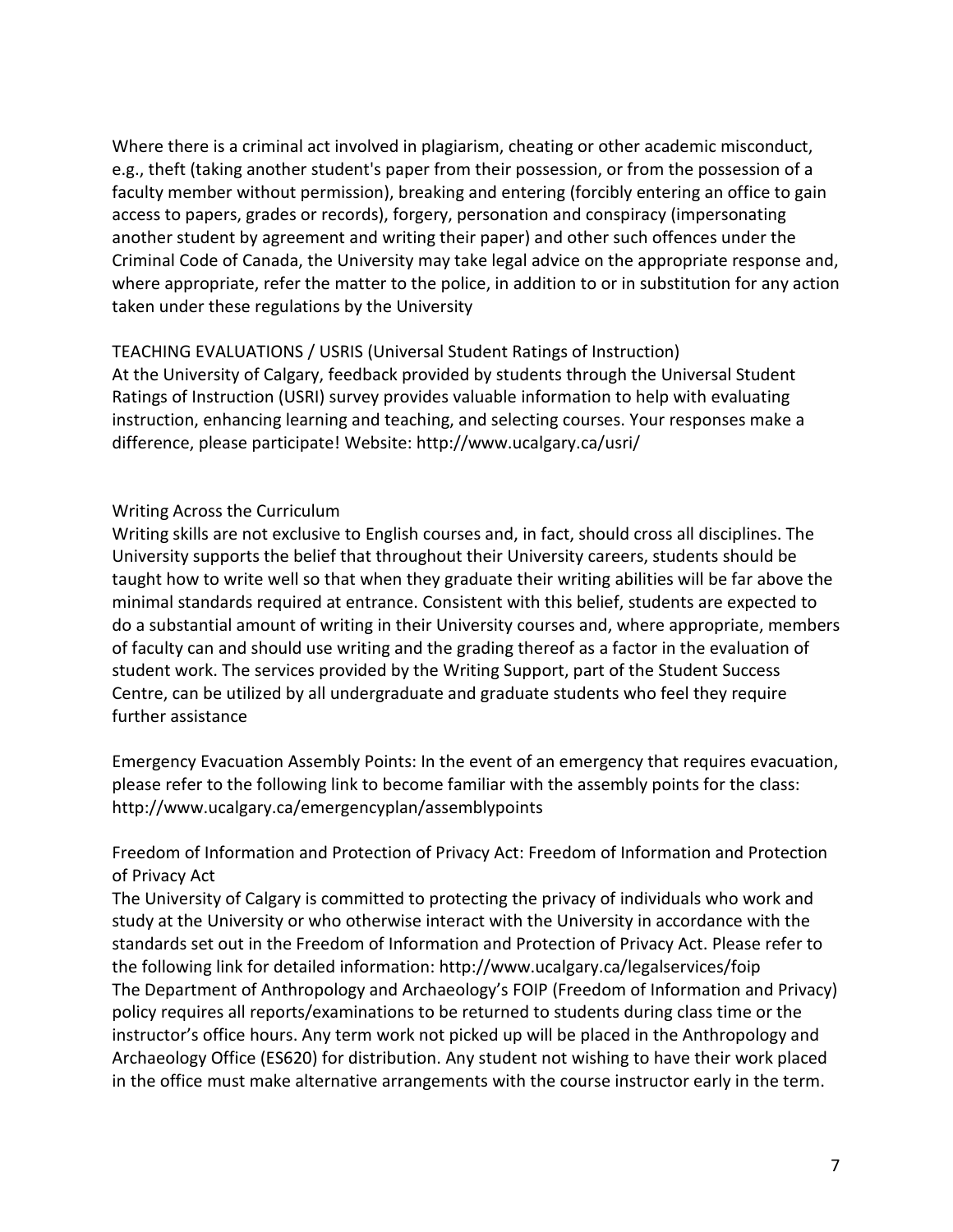Where there is a criminal act involved in plagiarism, cheating or other academic misconduct, e.g., theft (taking another student's paper from their possession, or from the possession of a faculty member without permission), breaking and entering (forcibly entering an office to gain access to papers, grades or records), forgery, personation and conspiracy (impersonating another student by agreement and writing their paper) and other such offences under the Criminal Code of Canada, the University may take legal advice on the appropriate response and, where appropriate, refer the matter to the police, in addition to or in substitution for any action taken under these regulations by the University

TEACHING EVALUATIONS / USRIS (Universal Student Ratings of Instruction)
At the University of Calgary, feedback provided by students through the Universal Student Ratings of Instruction (USRI) survey provides valuable information to help with evaluating instruction, enhancing learning and teaching, and selecting courses. Your responses make a difference, please participate! Website: http://www.ucalgary.ca/usri/

Writing Across the Curriculum
Writing skills are not exclusive to English courses and, in fact, should cross all disciplines. The University supports the belief that throughout their University careers, students should be taught how to write well so that when they graduate their writing abilities will be far above the minimal standards required at entrance. Consistent with this belief, students are expected to do a substantial amount of writing in their University courses and, where appropriate, members of faculty can and should use writing and the grading thereof as a factor in the evaluation of student work. The services provided by the Writing Support, part of the Student Success Centre, can be utilized by all undergraduate and graduate students who feel they require further assistance

Emergency Evacuation Assembly Points: In the event of an emergency that requires evacuation, please refer to the following link to become familiar with the assembly points for the class: http://www.ucalgary.ca/emergencyplan/assemblypoints

Freedom of Information and Protection of Privacy Act: Freedom of Information and Protection of Privacy Act
The University of Calgary is committed to protecting the privacy of individuals who work and study at the University or who otherwise interact with the University in accordance with the standards set out in the Freedom of Information and Protection of Privacy Act. Please refer to the following link for detailed information: http://www.ucalgary.ca/legalservices/foip
The Department of Anthropology and Archaeology's FOIP (Freedom of Information and Privacy) policy requires all reports/examinations to be returned to students during class time or the instructor's office hours. Any term work not picked up will be placed in the Anthropology and Archaeology Office (ES620) for distribution. Any student not wishing to have their work placed in the office must make alternative arrangements with the course instructor early in the term.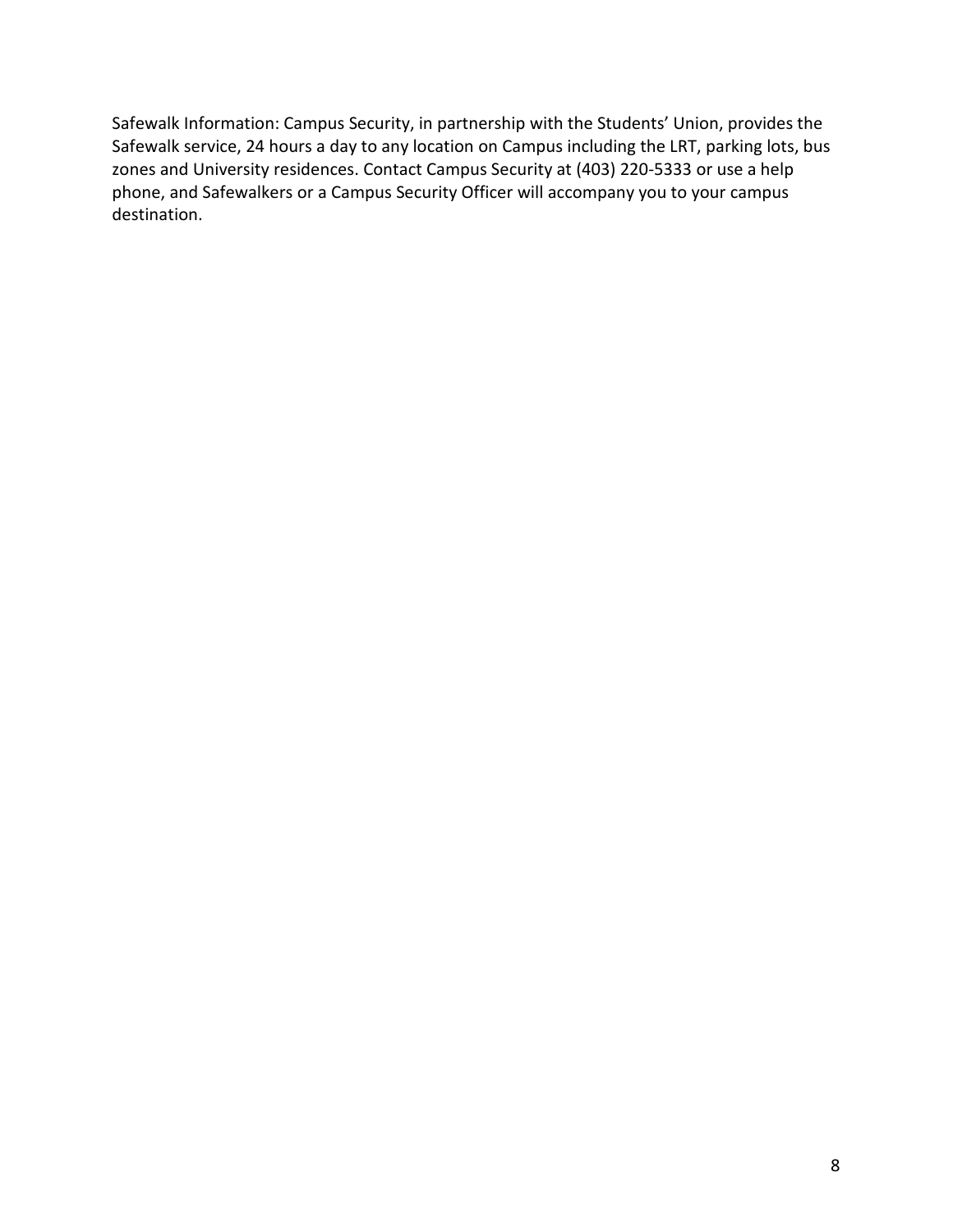Safewalk Information: Campus Security, in partnership with the Students' Union, provides the Safewalk service, 24 hours a day to any location on Campus including the LRT, parking lots, bus zones and University residences. Contact Campus Security at (403) 220-5333 or use a help phone, and Safewalkers or a Campus Security Officer will accompany you to your campus destination.